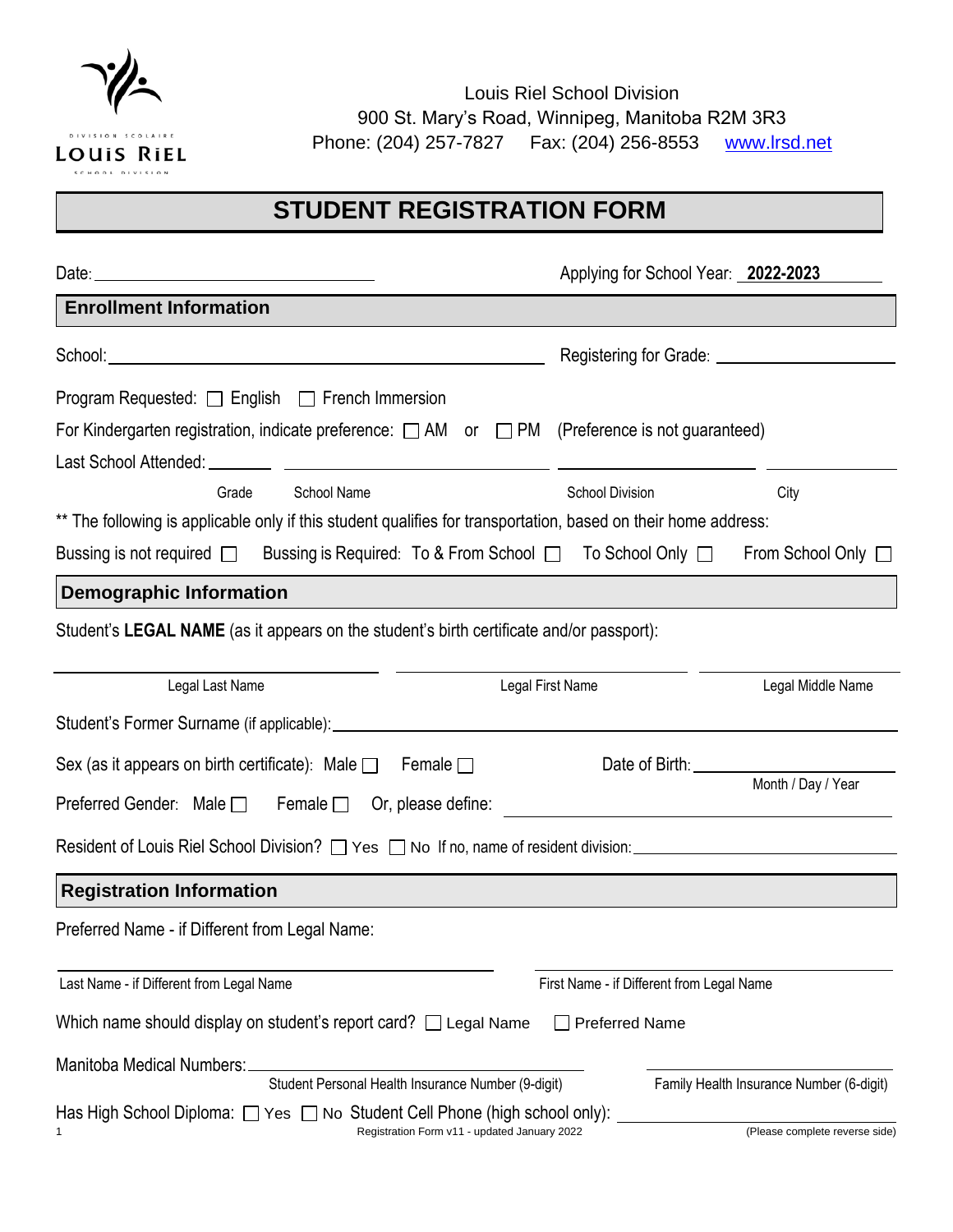DIVISION SCOLAIRE LOUIS RIEL SCHOOL DIVISION

Louis Riel School Division
900 St. Mary's Road, Winnipeg, Manitoba R2M 3R3
Phone: (204) 257-7827 Fax: (204) 256-8553 www.lrsd.net

# STUDENT REGISTRATION FORM

Date: ______________________________ Applying for School Year: **2022-2023**

## Enrollment Information

School: ________________________________________ Registering for Grade: ____________________

Program Requested: ☐ English ☐ French Immersion

For Kindergarten registration, indicate preference: ☐ AM or ☐ PM (Preference is not guaranteed)

Last School Attended: ________ ____________________ ____________________ ____________

Grade School Name School Division City

** The following is applicable only if this student qualifies for transportation, based on their home address:

Bussing is not required ☐ Bussing is Required: To & From School ☐ To School Only ☐ From School Only ☐

## Demographic Information

Student's **LEGAL NAME** (as it appears on the student's birth certificate and/or passport):

____________________ ____________________ ____________________

Legal Last Name Legal First Name Legal Middle Name

Student's Former Surname (if applicable): ________________________________________

Sex (as it appears on birth certificate): Male ☐ Female ☐ Date of Birth: ____________________ (Month / Day / Year)

Preferred Gender: Male ☐ Female ☐ Or, please define: ____________________

Resident of Louis Riel School Division? ☐ Yes ☐ No If no, name of resident division: ____________________

## Registration Information

Preferred Name - if Different from Legal Name:

____________________ ____________________

Last Name - if Different from Legal Name First Name - if Different from Legal Name

Which name should display on student's report card? ☐ Legal Name ☐ Preferred Name

Manitoba Medical Numbers: ____________________ ____________________

Student Personal Health Insurance Number (9-digit) Family Health Insurance Number (6-digit)

Has High School Diploma: ☐ Yes ☐ No Student Cell Phone (high school only): ____________________

Registration Form v11 - updated January 2022 (Please complete reverse side)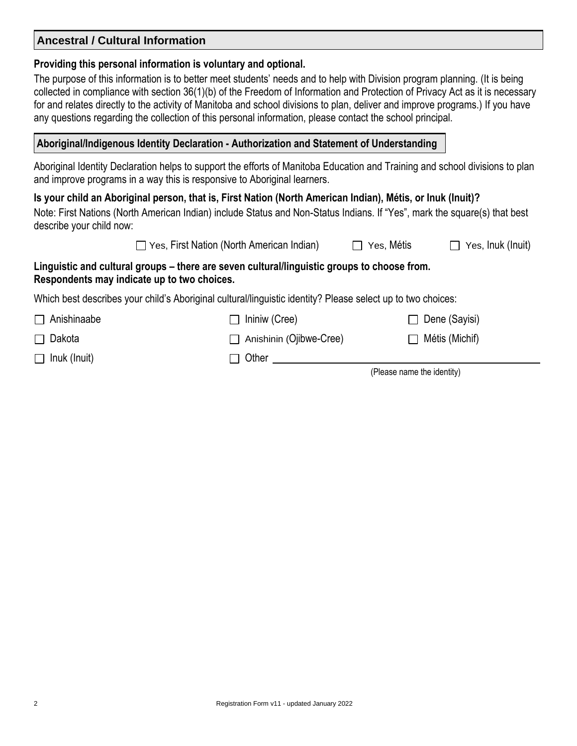## Ancestral / Cultural Information

**Providing this personal information is voluntary and optional.**

The purpose of this information is to better meet students' needs and to help with Division program planning. (It is being collected in compliance with section 36(1)(b) of the Freedom of Information and Protection of Privacy Act as it is necessary for and relates directly to the activity of Manitoba and school divisions to plan, deliver and improve programs.) If you have any questions regarding the collection of this personal information, please contact the school principal.

### Aboriginal/Indigenous Identity Declaration - Authorization and Statement of Understanding

Aboriginal Identity Declaration helps to support the efforts of Manitoba Education and Training and school divisions to plan and improve programs in a way this is responsive to Aboriginal learners.

**Is your child an Aboriginal person, that is, First Nation (North American Indian), Métis, or Inuk (Inuit)?**

Note: First Nations (North American Indian) include Status and Non-Status Indians. If "Yes", mark the square(s) that best describe your child now:

☐ Yes, First Nation (North American Indian) ☐ Yes, Métis ☐ Yes, Inuk (Inuit)

**Linguistic and cultural groups – there are seven cultural/linguistic groups to choose from. Respondents may indicate up to two choices.**

Which best describes your child's Aboriginal cultural/linguistic identity? Please select up to two choices:

☐ Anishinaabe ☐ Ininiw (Cree) ☐ Dene (Sayisi)

☐ Dakota ☐ Anishinin (Ojibwe-Cree) ☐ Métis (Michif)

☐ Inuk (Inuit) ☐ Other ________________________________
(Please name the identity)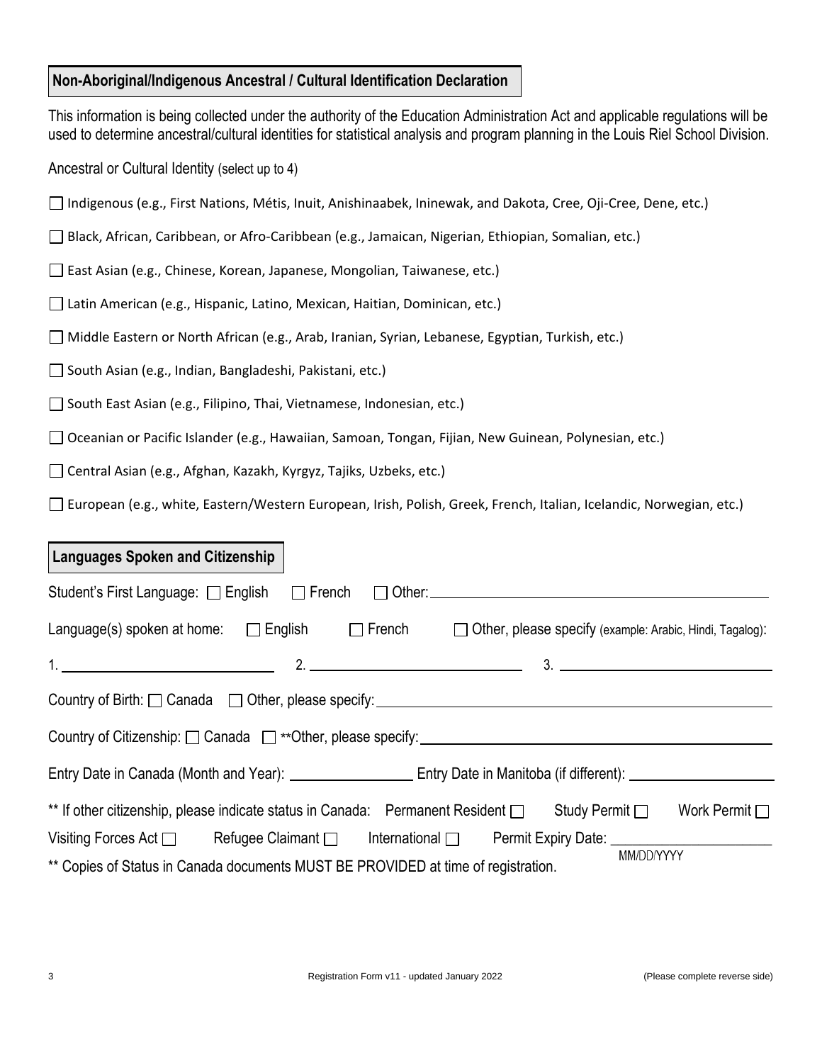## Non-Aboriginal/Indigenous Ancestral / Cultural Identification Declaration

This information is being collected under the authority of the Education Administration Act and applicable regulations will be used to determine ancestral/cultural identities for statistical analysis and program planning in the Louis Riel School Division.

Ancestral or Cultural Identity (select up to 4)

☐ Indigenous (e.g., First Nations, Métis, Inuit, Anishinaabek, Ininewak, and Dakota, Cree, Oji-Cree, Dene, etc.)

☐ Black, African, Caribbean, or Afro-Caribbean (e.g., Jamaican, Nigerian, Ethiopian, Somalian, etc.)

☐ East Asian (e.g., Chinese, Korean, Japanese, Mongolian, Taiwanese, etc.)

☐ Latin American (e.g., Hispanic, Latino, Mexican, Haitian, Dominican, etc.)

☐ Middle Eastern or North African (e.g., Arab, Iranian, Syrian, Lebanese, Egyptian, Turkish, etc.)

☐ South Asian (e.g., Indian, Bangladeshi, Pakistani, etc.)

☐ South East Asian (e.g., Filipino, Thai, Vietnamese, Indonesian, etc.)

☐ Oceanian or Pacific Islander (e.g., Hawaiian, Samoan, Tongan, Fijian, New Guinean, Polynesian, etc.)

☐ Central Asian (e.g., Afghan, Kazakh, Kyrgyz, Tajiks, Uzbeks, etc.)

☐ European (e.g., white, Eastern/Western European, Irish, Polish, Greek, French, Italian, Icelandic, Norwegian, etc.)

## Languages Spoken and Citizenship

Student's First Language: ☐ English ☐ French ☐ Other: ____________________

Language(s) spoken at home: ☐ English ☐ French ☐ Other, please specify (example: Arabic, Hindi, Tagalog):

1. ____________________ 2. ____________________ 3. ____________________

Country of Birth: ☐ Canada ☐ Other, please specify: ____________________

Country of Citizenship: ☐ Canada ☐ **Other, please specify: ____________________

Entry Date in Canada (Month and Year): ____________________ Entry Date in Manitoba (if different): ____________________

** If other citizenship, please indicate status in Canada: Permanent Resident ☐ Study Permit ☐ Work Permit ☐

Visiting Forces Act ☐ Refugee Claimant ☐ International ☐ Permit Expiry Date: ____________________ MM/DD/YYYY

** Copies of Status in Canada documents MUST BE PROVIDED at time of registration.

Registration Form v11 - updated January 2022 (Please complete reverse side)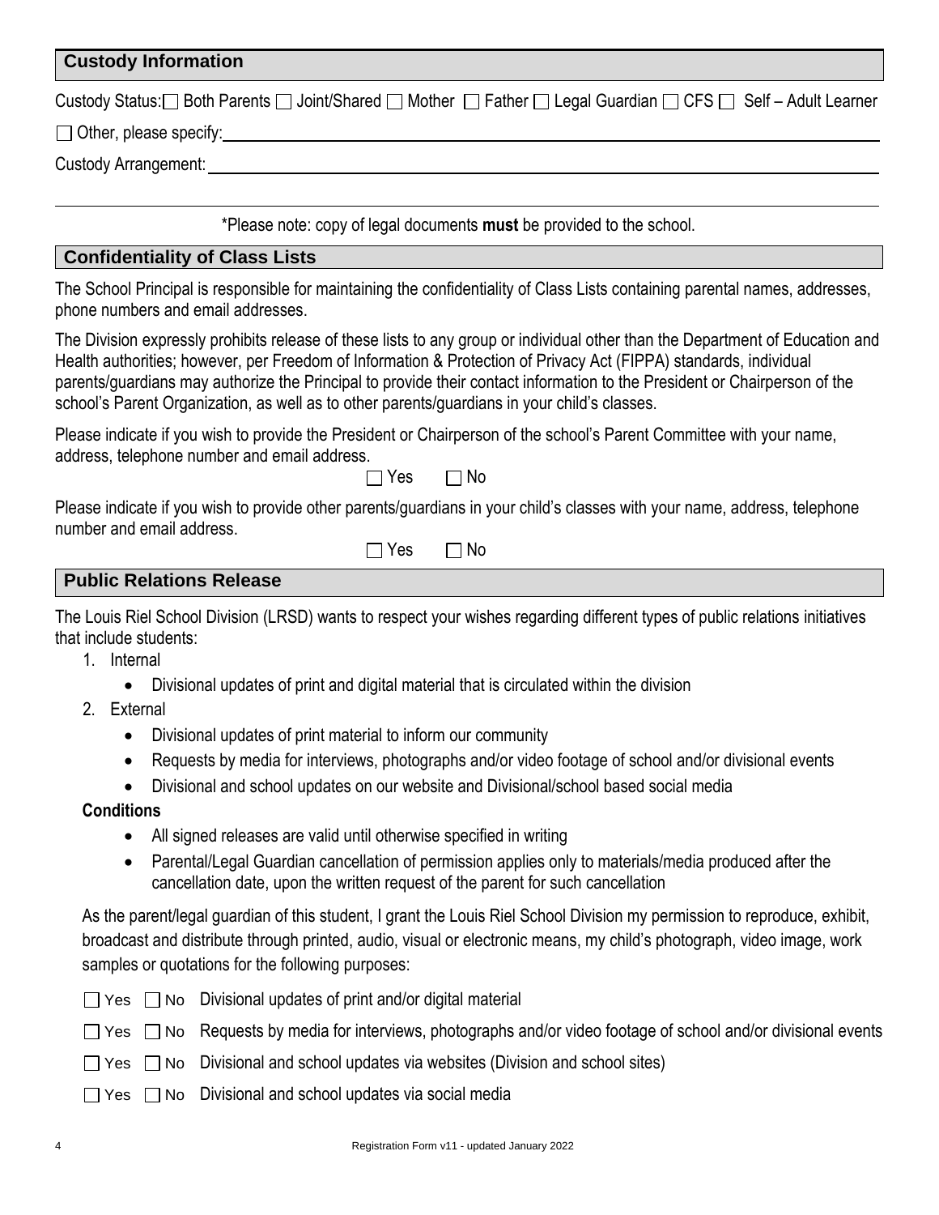## Custody Information

Custody Status: ☐ Both Parents ☐ Joint/Shared ☐ Mother ☐ Father ☐ Legal Guardian ☐ CFS ☐ Self – Adult Learner

☐ Other, please specify: ______________________________

Custody Arrangement: ______________________________

______________________________

*Please note: copy of legal documents **must** be provided to the school.

## Confidentiality of Class Lists

The School Principal is responsible for maintaining the confidentiality of Class Lists containing parental names, addresses, phone numbers and email addresses.

The Division expressly prohibits release of these lists to any group or individual other than the Department of Education and Health authorities; however, per Freedom of Information & Protection of Privacy Act (FIPPA) standards, individual parents/guardians may authorize the Principal to provide their contact information to the President or Chairperson of the school's Parent Organization, as well as to other parents/guardians in your child's classes.

Please indicate if you wish to provide the President or Chairperson of the school's Parent Committee with your name, address, telephone number and email address.

☐ Yes ☐ No

Please indicate if you wish to provide other parents/guardians in your child's classes with your name, address, telephone number and email address.

☐ Yes ☐ No

## Public Relations Release

The Louis Riel School Division (LRSD) wants to respect your wishes regarding different types of public relations initiatives that include students:

1. Internal
   - Divisional updates of print and digital material that is circulated within the division
2. External
   - Divisional updates of print material to inform our community
   - Requests by media for interviews, photographs and/or video footage of school and/or divisional events
   - Divisional and school updates on our website and Divisional/school based social media

**Conditions**

- All signed releases are valid until otherwise specified in writing
- Parental/Legal Guardian cancellation of permission applies only to materials/media produced after the cancellation date, upon the written request of the parent for such cancellation

As the parent/legal guardian of this student, I grant the Louis Riel School Division my permission to reproduce, exhibit, broadcast and distribute through printed, audio, visual or electronic means, my child's photograph, video image, work samples or quotations for the following purposes:

☐ Yes ☐ No Divisional updates of print and/or digital material

☐ Yes ☐ No Requests by media for interviews, photographs and/or video footage of school and/or divisional events

☐ Yes ☐ No Divisional and school updates via websites (Division and school sites)

☐ Yes ☐ No Divisional and school updates via social media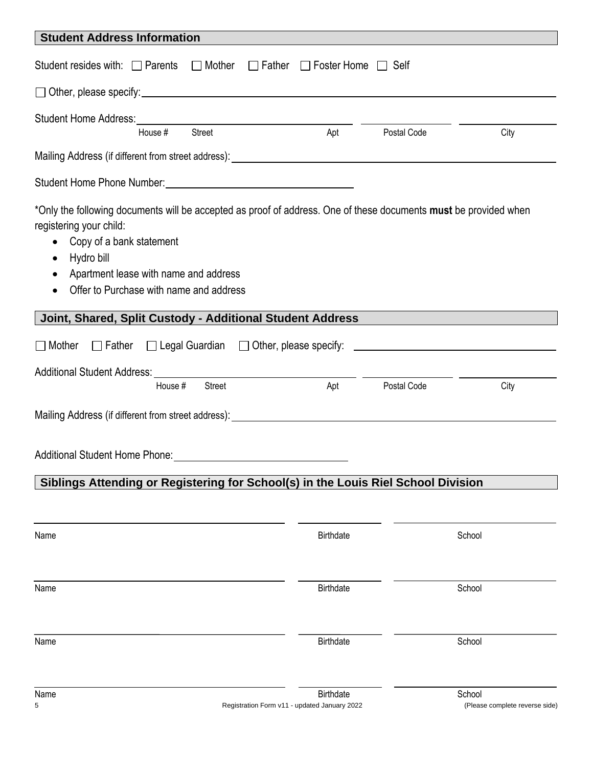## Student Address Information

Student resides with: ☐ Parents ☐ Mother ☐ Father ☐ Foster Home ☐ Self

☐ Other, please specify: ______________________________

Student Home Address: ______________________________ ____________ ____________

House # Street Apt Postal Code City

Mailing Address (if different from street address): ______________________________

Student Home Phone Number: ______________________________

*Only the following documents will be accepted as proof of address. One of these documents **must** be provided when registering your child:

- Copy of a bank statement
- Hydro bill
- Apartment lease with name and address
- Offer to Purchase with name and address

## Joint, Shared, Split Custody - Additional Student Address

☐ Mother ☐ Father ☐ Legal Guardian ☐ Other, please specify: ______________________________

Additional Student Address: ______________________________ ____________ ____________

House # Street Apt Postal Code City

Mailing Address (if different from street address): ______________________________

Additional Student Home Phone: ______________________________

## Siblings Attending or Registering for School(s) in the Louis Riel School Division

| Name | Birthdate | School |
| --- | --- | --- |
| | | |
| | | |
| | | |
| | | |

(Please complete reverse side)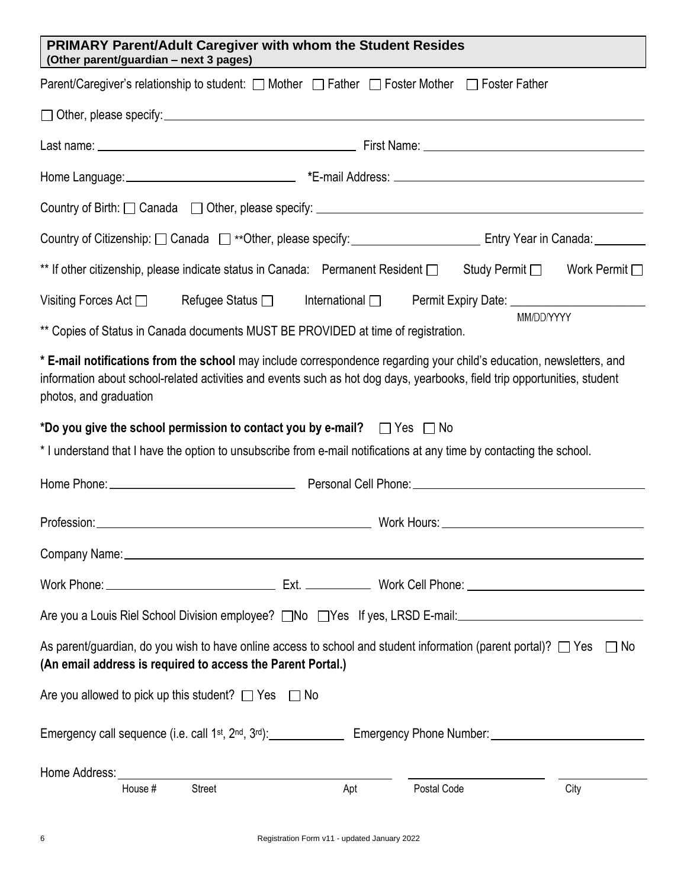## PRIMARY Parent/Adult Caregiver with whom the Student Resides
**(Other parent/guardian – next 3 pages)**

Parent/Caregiver's relationship to student: ☐ Mother ☐ Father ☐ Foster Mother ☐ Foster Father

☐ Other, please specify: ____________________

Last name: ____________________ First Name: ____________________

Home Language: ____________________ ***E-mail Address:** ____________________

Country of Birth: ☐ Canada ☐ Other, please specify: ____________________

Country of Citizenship: ☐ Canada ☐ **Other, please specify: ____________________ Entry Year in Canada: ________

** If other citizenship, please indicate status in Canada: Permanent Resident ☐ Study Permit ☐ Work Permit ☐

Visiting Forces Act ☐ Refugee Status ☐ International ☐ Permit Expiry Date: ____________________ MM/DD/YYYY

** Copies of Status in Canada documents MUST BE PROVIDED at time of registration.

*** E-mail notifications from the school** may include correspondence regarding your child's education, newsletters, and information about school-related activities and events such as hot dog days, yearbooks, field trip opportunities, student photos, and graduation

***Do you give the school permission to contact you by e-mail?** ☐ Yes ☐ No

* I understand that I have the option to unsubscribe from e-mail notifications at any time by contacting the school.

Home Phone: ____________________ Personal Cell Phone: ____________________

Profession: ____________________ Work Hours: ____________________

Company Name: ____________________

Work Phone: ____________________ Ext. __________ Work Cell Phone: ____________________

Are you a Louis Riel School Division employee? ☐No ☐Yes If yes, LRSD E-mail: ____________________

As parent/guardian, do you wish to have online access to school and student information (parent portal)? ☐ Yes ☐ No
**(An email address is required to access the Parent Portal.)**

Are you allowed to pick up this student? ☐ Yes ☐ No

Emergency call sequence (i.e. call 1st, 2nd, 3rd): __________ Emergency Phone Number: ____________________

Home Address: ____________________ ____________________ ____________________

House # Street Apt Postal Code City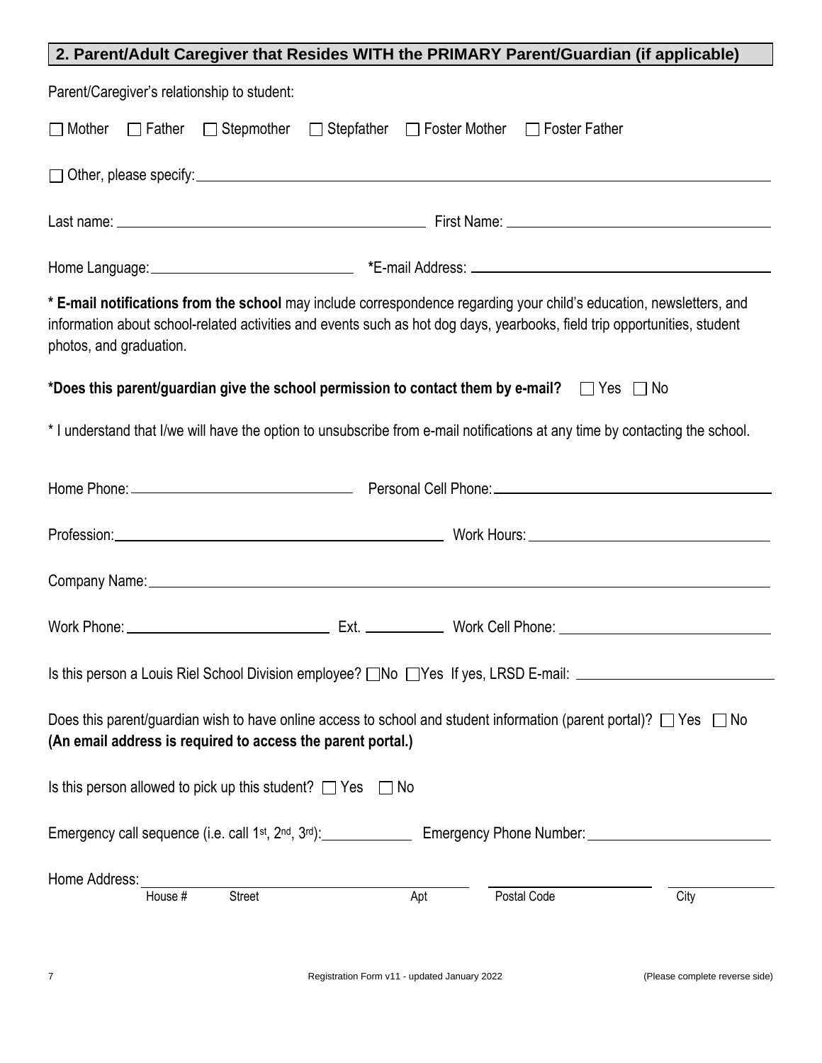## 2. Parent/Adult Caregiver that Resides WITH the PRIMARY Parent/Guardian (if applicable)

Parent/Caregiver's relationship to student:

☐ Mother ☐ Father ☐ Stepmother ☐ Stepfather ☐ Foster Mother ☐ Foster Father

☐ Other, please specify: ______________________________

Last name: ______________________________ First Name: ______________________________

Home Language: ______________________________ ***E-mail Address:** ______________________________

*** E-mail notifications from the school** may include correspondence regarding your child's education, newsletters, and information about school-related activities and events such as hot dog days, yearbooks, field trip opportunities, student photos, and graduation.

***Does this parent/guardian give the school permission to contact them by e-mail?** ☐ Yes ☐ No

* I understand that I/we will have the option to unsubscribe from e-mail notifications at any time by contacting the school.

Home Phone: ______________________________ Personal Cell Phone: ______________________________

Profession: ______________________________ Work Hours: ______________________________

Company Name: ______________________________

Work Phone: ______________________________ Ext. __________ Work Cell Phone: ______________________________

Is this person a Louis Riel School Division employee? ☐No ☐Yes If yes, LRSD E-mail: ______________________________

Does this parent/guardian wish to have online access to school and student information (parent portal)? ☐ Yes ☐ No
**(An email address is required to access the parent portal.)**

Is this person allowed to pick up this student? ☐ Yes ☐ No

Emergency call sequence (i.e. call 1st, 2nd, 3rd): __________ Emergency Phone Number: ______________________________

Home Address: ______________________________ ______________ ______________
House # Street Apt Postal Code City

(Please complete reverse side)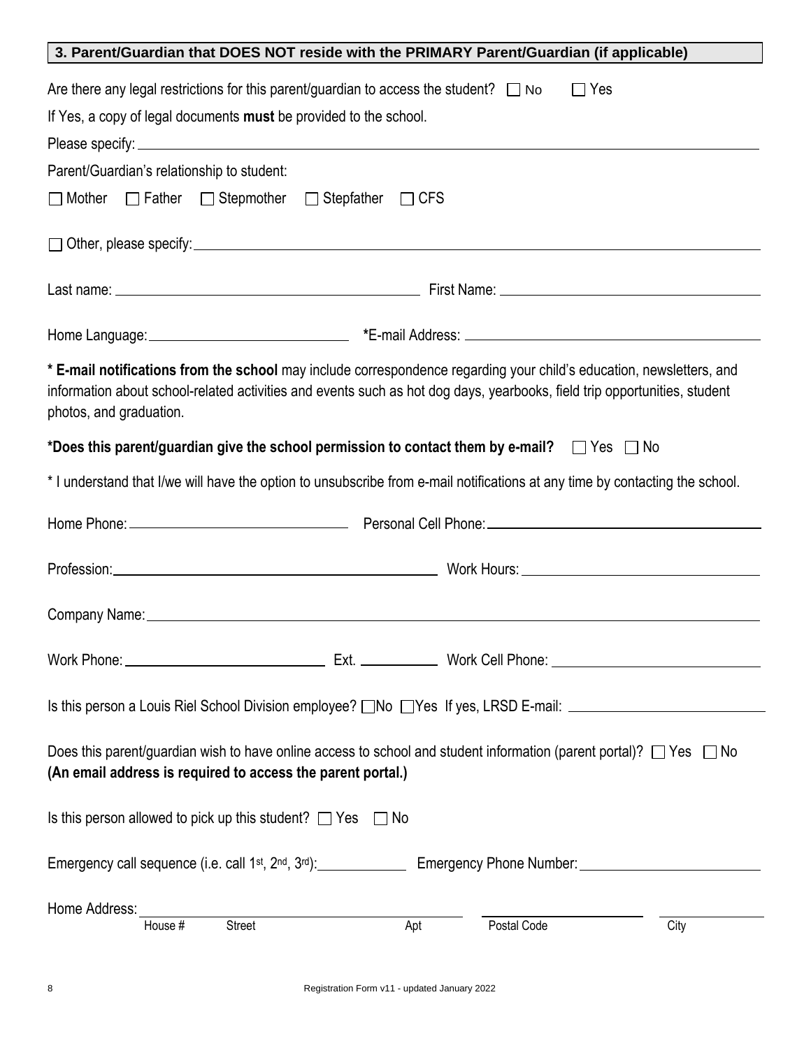## 3. Parent/Guardian that DOES NOT reside with the PRIMARY Parent/Guardian (if applicable)

Are there any legal restrictions for this parent/guardian to access the student? ☐ No ☐ Yes

If Yes, a copy of legal documents **must** be provided to the school.

Please specify: ______________________________

Parent/Guardian's relationship to student:

☐ Mother ☐ Father ☐ Stepmother ☐ Stepfather ☐ CFS

☐ Other, please specify: ______________________________

Last name: ______________________ First Name: ______________________

Home Language: ______________________ **\***E-mail Address: ______________________

**\* E-mail notifications from the school** may include correspondence regarding your child's education, newsletters, and information about school-related activities and events such as hot dog days, yearbooks, field trip opportunities, student photos, and graduation.

**\*Does this parent/guardian give the school permission to contact them by e-mail?** ☐ Yes ☐ No

\* I understand that I/we will have the option to unsubscribe from e-mail notifications at any time by contacting the school.

Home Phone: ______________________ Personal Cell Phone: ______________________

Profession: ______________________ Work Hours: ______________________

Company Name: ______________________________

Work Phone: ______________________ Ext. __________ Work Cell Phone: ______________________

Is this person a Louis Riel School Division employee? ☐No ☐Yes If yes, LRSD E-mail: ______________________

Does this parent/guardian wish to have online access to school and student information (parent portal)? ☐ Yes ☐ No
**(An email address is required to access the parent portal.)**

Is this person allowed to pick up this student? ☐ Yes ☐ No

Emergency call sequence (i.e. call 1st, 2nd, 3rd): __________ Emergency Phone Number: ______________________

Home Address: ______________________ ______________ ______________
House # Street Apt Postal Code City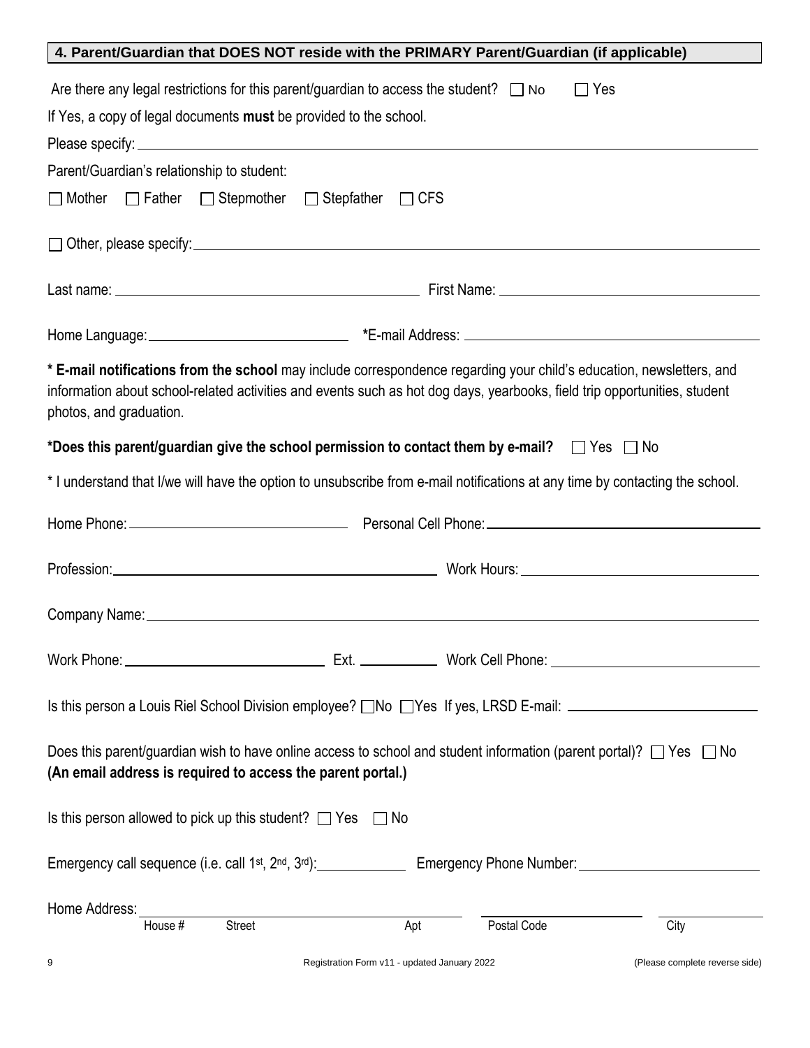## 4. Parent/Guardian that DOES NOT reside with the PRIMARY Parent/Guardian (if applicable)

Are there any legal restrictions for this parent/guardian to access the student? ☐ No ☐ Yes

If Yes, a copy of legal documents **must** be provided to the school.

Please specify: ______________________________

Parent/Guardian's relationship to student:

☐ Mother ☐ Father ☐ Stepmother ☐ Stepfather ☐ CFS

☐ Other, please specify: ______________________________

Last name: ______________________ First Name: ______________________

Home Language: ______________________ ***E-mail Address:** ______________________

**\* E-mail notifications from the school** may include correspondence regarding your child's education, newsletters, and information about school-related activities and events such as hot dog days, yearbooks, field trip opportunities, student photos, and graduation.

**\*Does this parent/guardian give the school permission to contact them by e-mail?** ☐ Yes ☐ No

\* I understand that I/we will have the option to unsubscribe from e-mail notifications at any time by contacting the school.

Home Phone: ______________________ Personal Cell Phone: ______________________

Profession: ______________________ Work Hours: ______________________

Company Name: ______________________________

Work Phone: ______________ Ext. __________ Work Cell Phone: ______________

Is this person a Louis Riel School Division employee? ☐No ☐Yes If yes, LRSD E-mail: ______________

Does this parent/guardian wish to have online access to school and student information (parent portal)? ☐ Yes ☐ No
**(An email address is required to access the parent portal.)**

Is this person allowed to pick up this student? ☐ Yes ☐ No

Emergency call sequence (i.e. call 1st, 2nd, 3rd): __________ Emergency Phone Number: ______________

Home Address: ______________________________________________

House # Street Apt Postal Code City

Registration Form v11 - updated January 2022 (Please complete reverse side)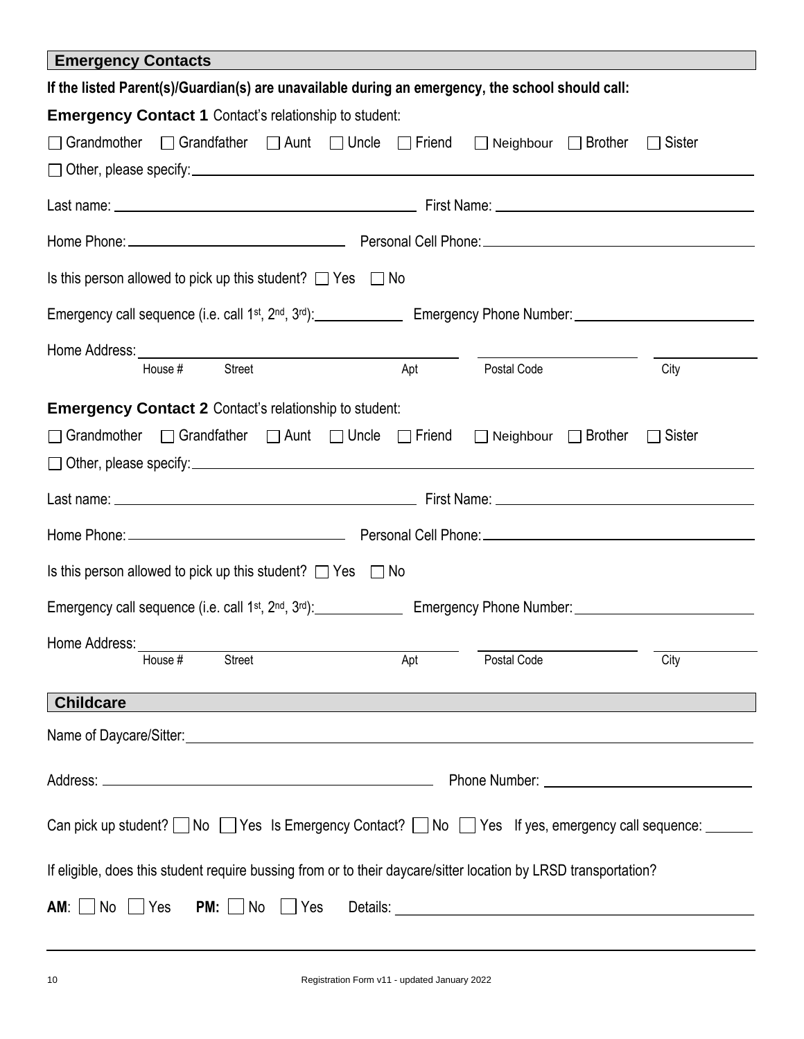## Emergency Contacts

**If the listed Parent(s)/Guardian(s) are unavailable during an emergency, the school should call:**

**Emergency Contact 1** Contact's relationship to student:

☐ Grandmother ☐ Grandfather ☐ Aunt ☐ Uncle ☐ Friend ☐ Neighbour ☐ Brother ☐ Sister

☐ Other, please specify: ______________________________

Last name: ______________________ First Name: ______________________

Home Phone: ______________________ Personal Cell Phone: ______________________

Is this person allowed to pick up this student? ☐ Yes ☐ No

Emergency call sequence (i.e. call 1st, 2nd, 3rd): __________ Emergency Phone Number: ______________________

Home Address: ______________________________________________
House # Street Apt Postal Code City

**Emergency Contact 2** Contact's relationship to student:

☐ Grandmother ☐ Grandfather ☐ Aunt ☐ Uncle ☐ Friend ☐ Neighbour ☐ Brother ☐ Sister

☐ Other, please specify: ______________________________

Last name: ______________________ First Name: ______________________

Home Phone: ______________________ Personal Cell Phone: ______________________

Is this person allowed to pick up this student? ☐ Yes ☐ No

Emergency call sequence (i.e. call 1st, 2nd, 3rd): __________ Emergency Phone Number: ______________________

Home Address: ______________________________________________
House # Street Apt Postal Code City

## Childcare

Name of Daycare/Sitter: ______________________________

Address: ______________________ Phone Number: ______________________

Can pick up student? ☐ No ☐ Yes Is Emergency Contact? ☐ No ☐ Yes If yes, emergency call sequence: ______

If eligible, does this student require bussing from or to their daycare/sitter location by LRSD transportation?

**AM**: ☐ No ☐ Yes **PM:** ☐ No ☐ Yes Details: ______________________________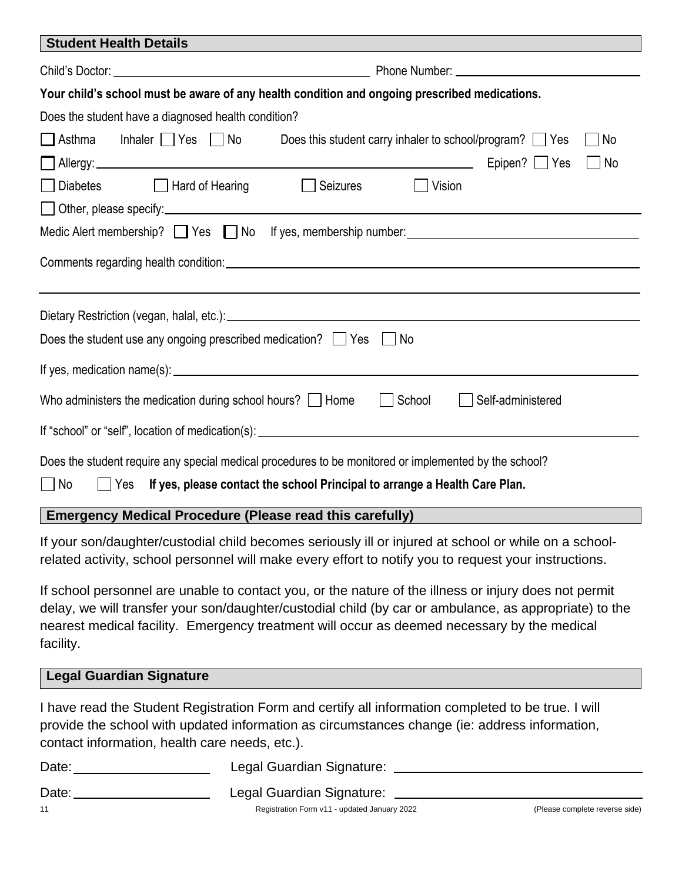## Student Health Details

Child's Doctor: ______________________ Phone Number: ______________________

**Your child's school must be aware of any health condition and ongoing prescribed medications.**

Does the student have a diagnosed health condition?

☐ Asthma Inhaler ☐ Yes ☐ No Does this student carry inhaler to school/program? ☐ Yes ☐ No

☐ Allergy: ______________________ Epipen? ☐ Yes ☐ No

☐ Diabetes ☐ Hard of Hearing ☐ Seizures ☐ Vision

☐ Other, please specify: ______________________

Medic Alert membership? ☐ Yes ☐ No If yes, membership number: ______________________

Comments regarding health condition: ______________________

Dietary Restriction (vegan, halal, etc.): ______________________

Does the student use any ongoing prescribed medication? ☐ Yes ☐ No

If yes, medication name(s): ______________________

Who administers the medication during school hours? ☐ Home ☐ School ☐ Self-administered

If "school" or "self", location of medication(s): ______________________

Does the student require any special medical procedures to be monitored or implemented by the school?

☐ No ☐ Yes **If yes, please contact the school Principal to arrange a Health Care Plan.**

## Emergency Medical Procedure (Please read this carefully)

If your son/daughter/custodial child becomes seriously ill or injured at school or while on a school-related activity, school personnel will make every effort to notify you to request your instructions.

If school personnel are unable to contact you, or the nature of the illness or injury does not permit delay, we will transfer your son/daughter/custodial child (by car or ambulance, as appropriate) to the nearest medical facility. Emergency treatment will occur as deemed necessary by the medical facility.

## Legal Guardian Signature

I have read the Student Registration Form and certify all information completed to be true. I will provide the school with updated information as circumstances change (ie: address information, contact information, health care needs, etc.).

Date: ______________ Legal Guardian Signature: ______________________

Date: ______________ Legal Guardian Signature: ______________________

Registration Form v11 - updated January 2022 (Please complete reverse side)